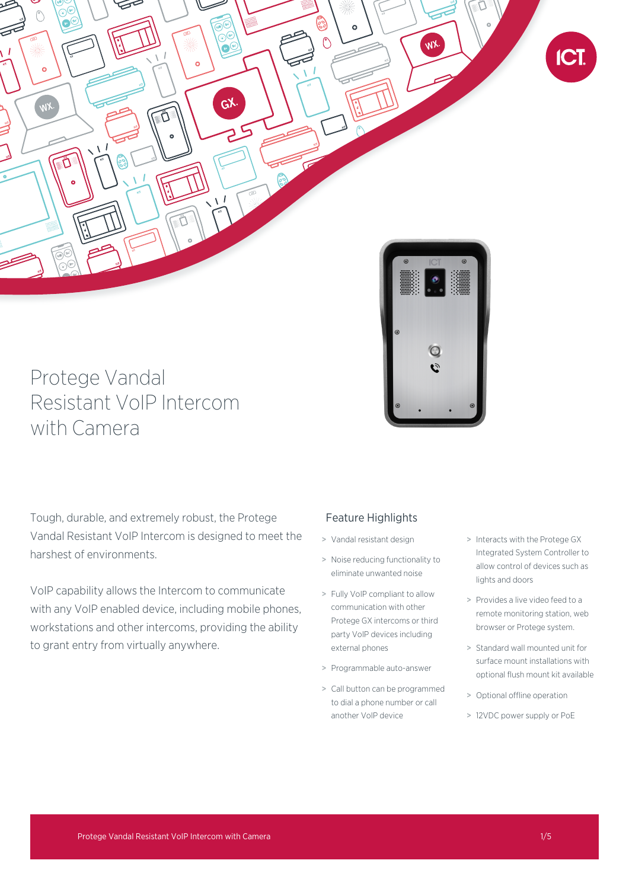# Protege Vandal Resistant VoIP Intercom with Camera

Tough, durable, and extremely robust, the Protege Vandal Resistant VoIP Intercom is designed to meet the harshest of environments.

VoIP capability allows the Intercom to communicate with any VoIP enabled device, including mobile phones, workstations and other intercoms, providing the ability to grant entry from virtually anywhere.

## Feature Highlights

- Vandal resistant design
- Noise reducing functionality to eliminate unwanted noise
- Fully VoIP compliant to allow communication with other Protege GX intercoms or third party VoIP devices including external phones
- Programmable auto-answer
- Call button can be programmed to dial a phone number or call another VoIP device
- Interacts with the Protege GX Integrated System Controller to allow control of devices such as lights and doors
- Provides a live video feed to a remote monitoring station, web browser or Protege system.
- Standard wall mounted unit for surface mount installations with optional flush mount kit available
- Optional offline operation
- 12VDC power supply or PoE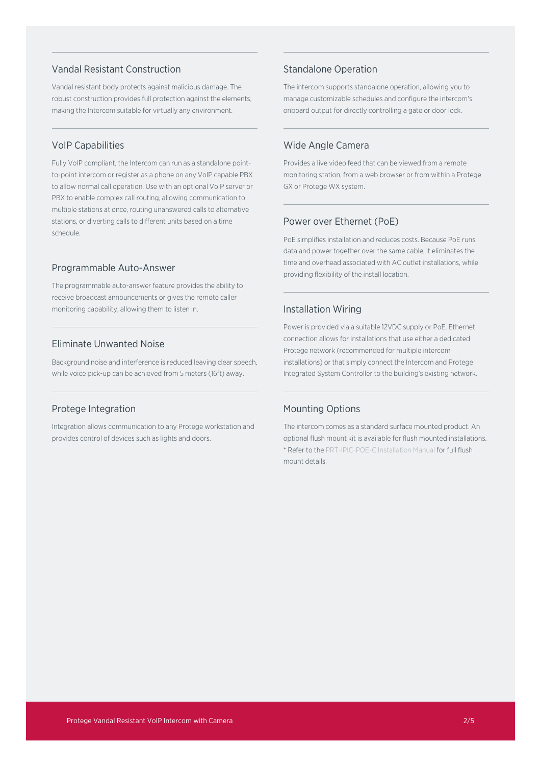## Vandal Resistant Construction

Vandal resistant body protects against malicious damage. The robust construction provides full protection against the elements, making the Intercom suitable for virtually any environment.

## VoIP Capabilities

Fully VoIP compliant, the Intercom can run as a standalone point-to-point intercom or register as a phone on any VoIP capable PBX to allow normal call operation. Use with an optional VoIP server or PBX to enable complex call routing, allowing communication to multiple stations at once, routing unanswered calls to alternative stations, or diverting calls to different units based on a time schedule.

## Programmable Auto-Answer

The programmable auto-answer feature provides the ability to receive broadcast announcements or gives the remote caller monitoring capability, allowing them to listen in.

## Eliminate Unwanted Noise

Background noise and interference is reduced leaving clear speech, while voice pick-up can be achieved from 5 meters (16ft) away.

## Protege Integration

Integration allows communication to any Protege workstation and provides control of devices such as lights and doors.

## Standalone Operation

The intercom supports standalone operation, allowing you to manage customizable schedules and configure the intercom's onboard output for directly controlling a gate or door lock.

## Wide Angle Camera

Provides a live video feed that can be viewed from a remote monitoring station, from a web browser or from within a Protege GX or Protege WX system.

## Power over Ethernet (PoE)

PoE simplifies installation and reduces costs. Because PoE runs data and power together over the same cable, it eliminates the time and overhead associated with AC outlet installations, while providing flexibility of the install location.

## Installation Wiring

Power is provided via a suitable 12VDC supply or PoE. Ethernet connection allows for installations that use either a dedicated Protege network (recommended for multiple intercom installations) or that simply connect the Intercom and Protege Integrated System Controller to the building's existing network.

## Mounting Options

The intercom comes as a standard surface mounted product. An optional flush mount kit is available for flush mounted installations.
* Refer to the PRT-IPIC-POE-C Installation Manual for full flush mount details.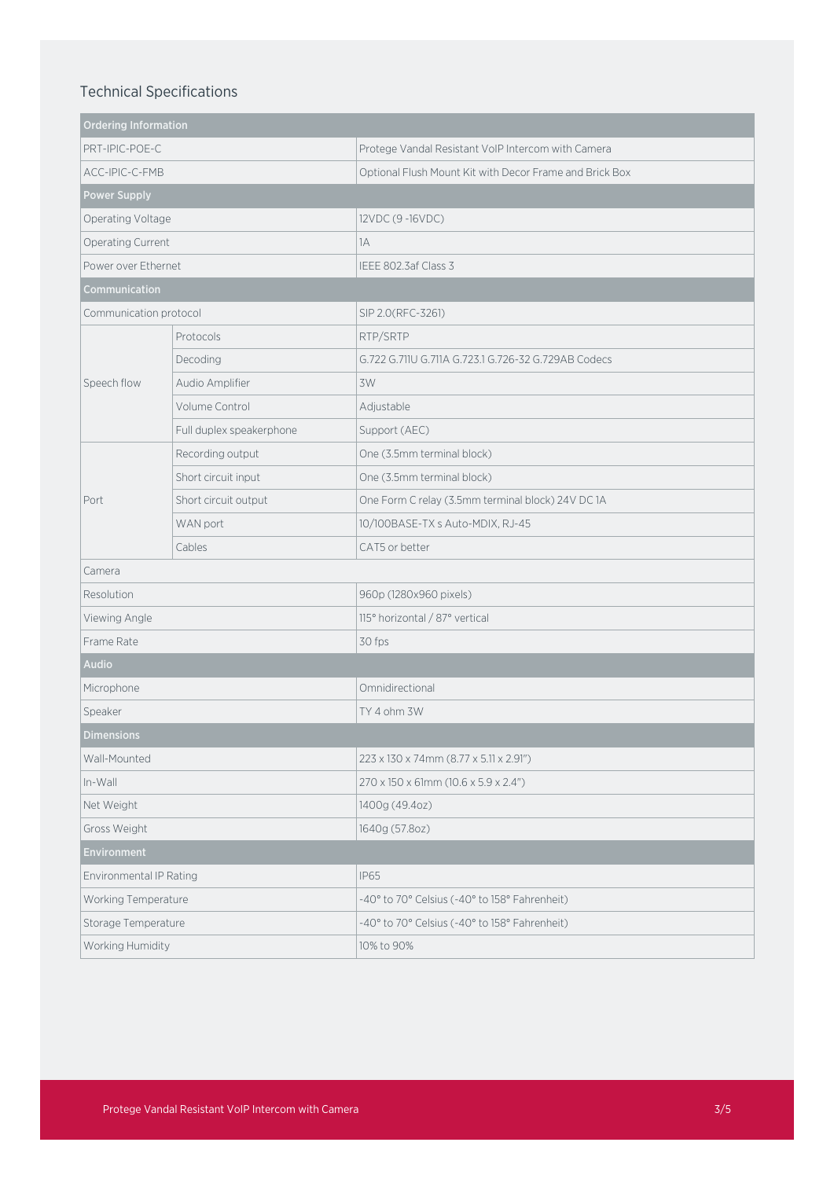## Technical Specifications

| Ordering Information | | |
|---|---|---|
| PRT-IPIC-POE-C | | Protege Vandal Resistant VoIP Intercom with Camera |
| ACC-IPIC-C-FMB | | Optional Flush Mount Kit with Decor Frame and Brick Box |
| **Power Supply** | | |
| Operating Voltage | | 12VDC (9 -16VDC) |
| Operating Current | | 1A |
| Power over Ethernet | | IEEE 802.3af Class 3 |
| **Communication** | | |
| Communication protocol | | SIP 2.0(RFC-3261) |
| Speech flow | Protocols | RTP/SRTP |
| | Decoding | G.722 G.711U G.711A G.723.1 G.726-32 G.729AB Codecs |
| | Audio Amplifier | 3W |
| | Volume Control | Adjustable |
| | Full duplex speakerphone | Support (AEC) |
| Port | Recording output | One (3.5mm terminal block) |
| | Short circuit input | One (3.5mm terminal block) |
| | Short circuit output | One Form C relay (3.5mm terminal block) 24V DC 1A |
| | WAN port | 10/100BASE-TX s Auto-MDIX, RJ-45 |
| | Cables | CAT5 or better |
| Camera | | |
| Resolution | | 960p (1280x960 pixels) |
| Viewing Angle | | 115° horizontal / 87° vertical |
| Frame Rate | | 30 fps |
| **Audio** | | |
| Microphone | | Omnidirectional |
| Speaker | | TY 4 ohm 3W |
| **Dimensions** | | |
| Wall-Mounted | | 223 x 130 x 74mm (8.77 x 5.11 x 2.91") |
| In-Wall | | 270 x 150 x 61mm (10.6 x 5.9 x 2.4") |
| Net Weight | | 1400g (49.4oz) |
| Gross Weight | | 1640g (57.8oz) |
| **Environment** | | |
| Environmental IP Rating | | IP65 |
| Working Temperature | | -40° to 70° Celsius (-40° to 158° Fahrenheit) |
| Storage Temperature | | -40° to 70° Celsius (-40° to 158° Fahrenheit) |
| Working Humidity | | 10% to 90% |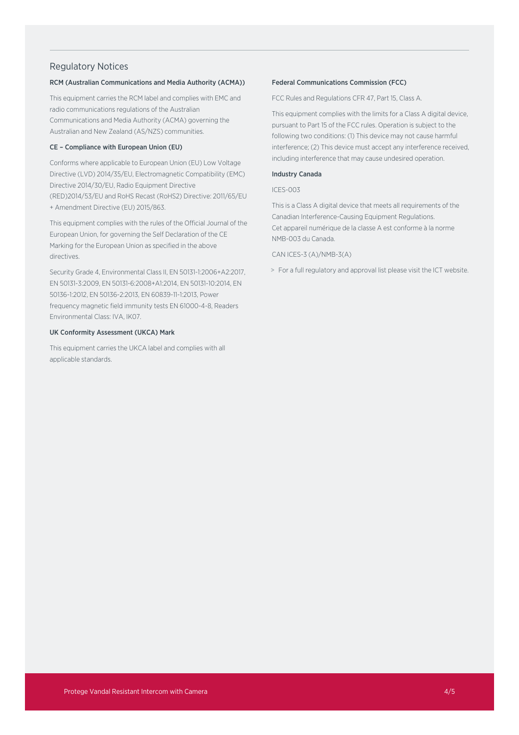## Regulatory Notices

### RCM (Australian Communications and Media Authority (ACMA))

This equipment carries the RCM label and complies with EMC and radio communications regulations of the Australian Communications and Media Authority (ACMA) governing the Australian and New Zealand (AS/NZS) communities.

### CE – Compliance with European Union (EU)

Conforms where applicable to European Union (EU) Low Voltage Directive (LVD) 2014/35/EU, Electromagnetic Compatibility (EMC) Directive 2014/30/EU, Radio Equipment Directive (RED)2014/53/EU and RoHS Recast (RoHS2) Directive: 2011/65/EU + Amendment Directive (EU) 2015/863.

This equipment complies with the rules of the Official Journal of the European Union, for governing the Self Declaration of the CE Marking for the European Union as specified in the above directives.

Security Grade 4, Environmental Class II, EN 50131-1:2006+A2:2017, EN 50131-3:2009, EN 50131-6:2008+A1:2014, EN 50131-10:2014, EN 50136-1:2012, EN 50136-2:2013, EN 60839-11-1:2013, Power frequency magnetic field immunity tests EN 61000-4-8, Readers Environmental Class: IVA, IK07.

### UK Conformity Assessment (UKCA) Mark

This equipment carries the UKCA label and complies with all applicable standards.

### Federal Communications Commission (FCC)

FCC Rules and Regulations CFR 47, Part 15, Class A.

This equipment complies with the limits for a Class A digital device, pursuant to Part 15 of the FCC rules. Operation is subject to the following two conditions: (1) This device may not cause harmful interference; (2) This device must accept any interference received, including interference that may cause undesired operation.

### Industry Canada

ICES-003

This is a Class A digital device that meets all requirements of the Canadian Interference-Causing Equipment Regulations.
Cet appareil numérique de la classe A est conforme à la norme NMB-003 du Canada.

CAN ICES-3 (A)/NMB-3(A)

> For a full regulatory and approval list please visit the ICT website.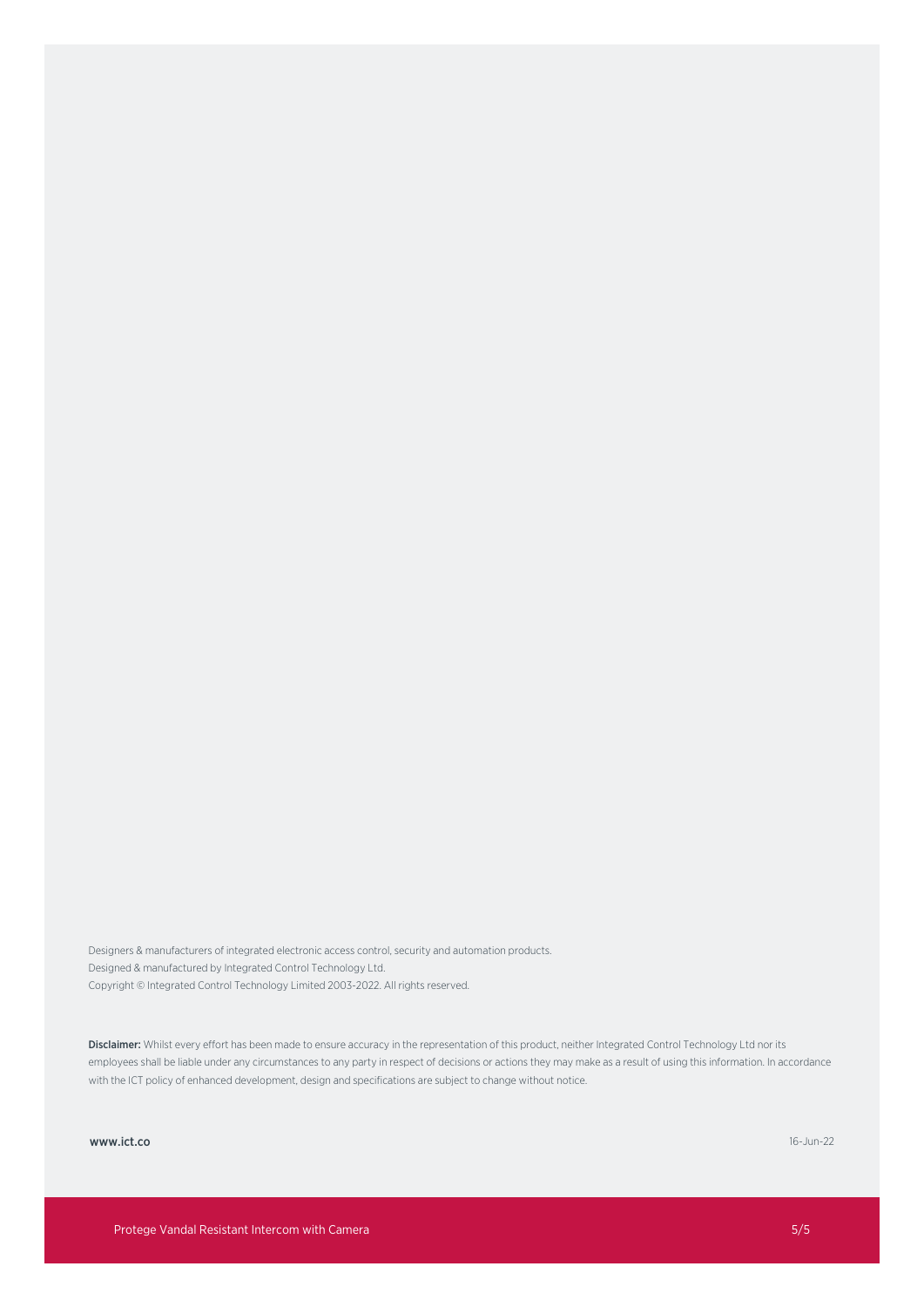Designers & manufacturers of integrated electronic access control, security and automation products.
Designed & manufactured by Integrated Control Technology Ltd.
Copyright © Integrated Control Technology Limited 2003-2022. All rights reserved.

**Disclaimer:** Whilst every effort has been made to ensure accuracy in the representation of this product, neither Integrated Control Technology Ltd nor its employees shall be liable under any circumstances to any party in respect of decisions or actions they may make as a result of using this information. In accordance with the ICT policy of enhanced development, design and specifications are subject to change without notice.

**www.ict.co**

16-Jun-22